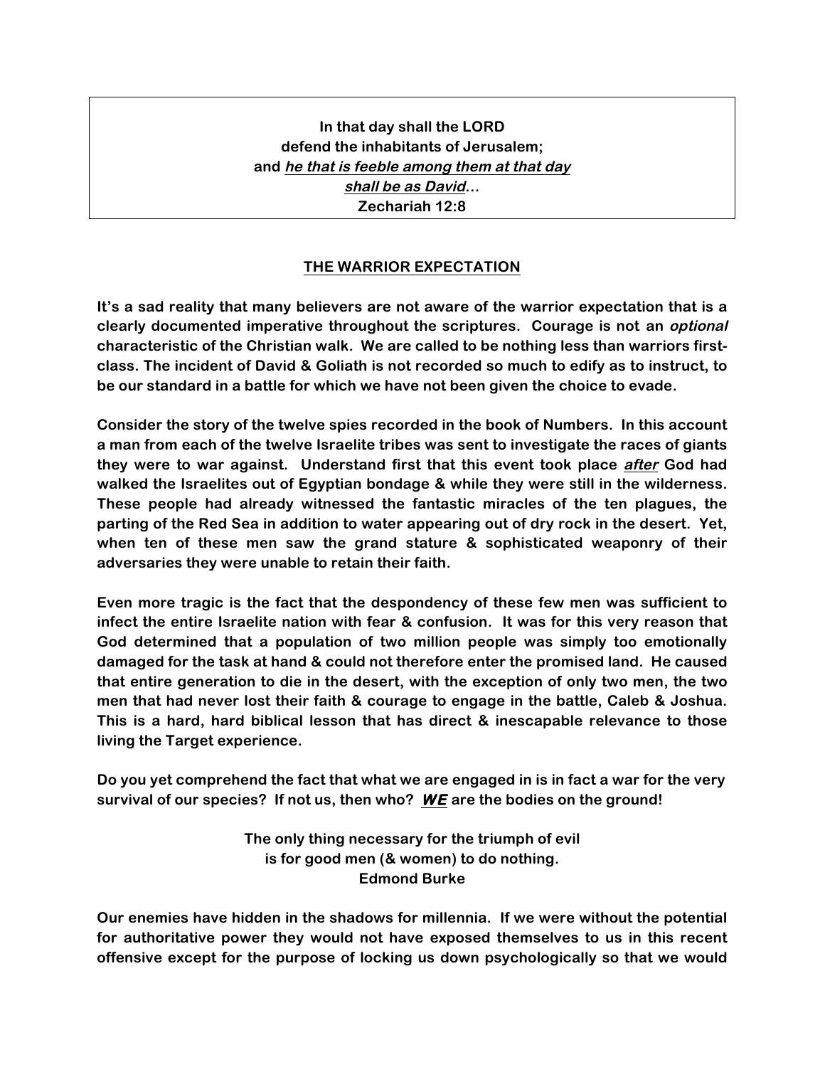**In that day shall the LORD**
**defend the inhabitants of Jerusalem;**
**and *<u>he that is feeble among them at that day</u>***
***<u>shall be as David</u>*…**
**Zechariah 12:8**

## <u>THE WARRIOR EXPECTATION</u>

**It's a sad reality that many believers are not aware of the warrior expectation that is a clearly documented imperative throughout the scriptures. Courage is not an *optional* characteristic of the Christian walk. We are called to be nothing less than warriors first-class. The incident of David & Goliath is not recorded so much to edify as to instruct, to be our standard in a battle for which we have not been given the choice to evade.**

**Consider the story of the twelve spies recorded in the book of Numbers. In this account a man from each of the twelve Israelite tribes was sent to investigate the races of giants they were to war against. Understand first that this event took place *<u>after</u>* God had walked the Israelites out of Egyptian bondage & while they were still in the wilderness. These people had already witnessed the fantastic miracles of the ten plagues, the parting of the Red Sea in addition to water appearing out of dry rock in the desert. Yet, when ten of these men saw the grand stature & sophisticated weaponry of their adversaries they were unable to retain their faith.**

**Even more tragic is the fact that the despondency of these few men was sufficient to infect the entire Israelite nation with fear & confusion. It was for this very reason that God determined that a population of two million people was simply too emotionally damaged for the task at hand & could not therefore enter the promised land. He caused that entire generation to die in the desert, with the exception of only two men, the two men that had never lost their faith & courage to engage in the battle, Caleb & Joshua. This is a hard, hard biblical lesson that has direct & inescapable relevance to those living the Target experience.**

**Do you yet comprehend the fact that what we are engaged in is in fact a war for the very survival of our species? If not us, then who? *<u>WE</u>* are the bodies on the ground!**

**The only thing necessary for the triumph of evil**
**is for good men (& women) to do nothing.**
**Edmond Burke**

**Our enemies have hidden in the shadows for millennia. If we were without the potential for authoritative power they would not have exposed themselves to us in this recent offensive except for the purpose of locking us down psychologically so that we would**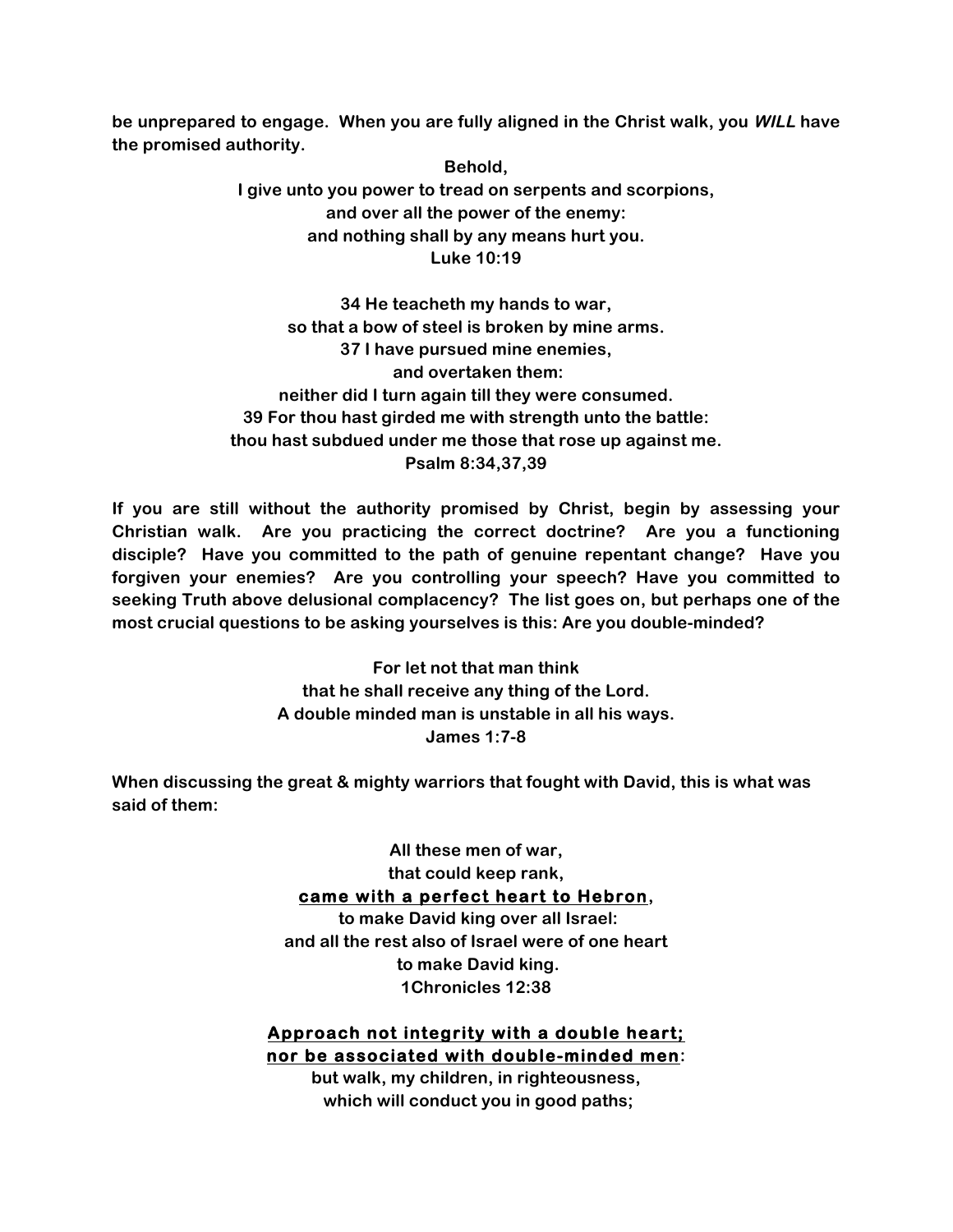**be unprepared to engage. When you are fully aligned in the Christ walk, you *WILL* have the promised authority.**

**Behold,**
**I give unto you power to tread on serpents and scorpions,**
**and over all the power of the enemy:**
**and nothing shall by any means hurt you.**
**Luke 10:19**

**34 He teacheth my hands to war,**
**so that a bow of steel is broken by mine arms.**
**37 I have pursued mine enemies,**
**and overtaken them:**
**neither did I turn again till they were consumed.**
**39 For thou hast girded me with strength unto the battle:**
**thou hast subdued under me those that rose up against me.**
**Psalm 8:34,37,39**

**If you are still without the authority promised by Christ, begin by assessing your Christian walk. Are you practicing the correct doctrine? Are you a functioning disciple? Have you committed to the path of genuine repentant change? Have you forgiven your enemies? Are you controlling your speech? Have you committed to seeking Truth above delusional complacency? The list goes on, but perhaps one of the most crucial questions to be asking yourselves is this: Are you double-minded?**

**For let not that man think**
**that he shall receive any thing of the Lord.**
**A double minded man is unstable in all his ways.**
**James 1:7-8**

**When discussing the great & mighty warriors that fought with David, this is what was said of them:**

**All these men of war,**
**that could keep rank,**
**<u>came with a perfect heart to Hebron</u>,**
**to make David king over all Israel:**
**and all the rest also of Israel were of one heart**
**to make David king.**
**1Chronicles 12:38**

**<u>Approach not integrity with a double heart;</u>**
**<u>nor be associated with double-minded men</u>:**
**but walk, my children, in righteousness,**
**which will conduct you in good paths;**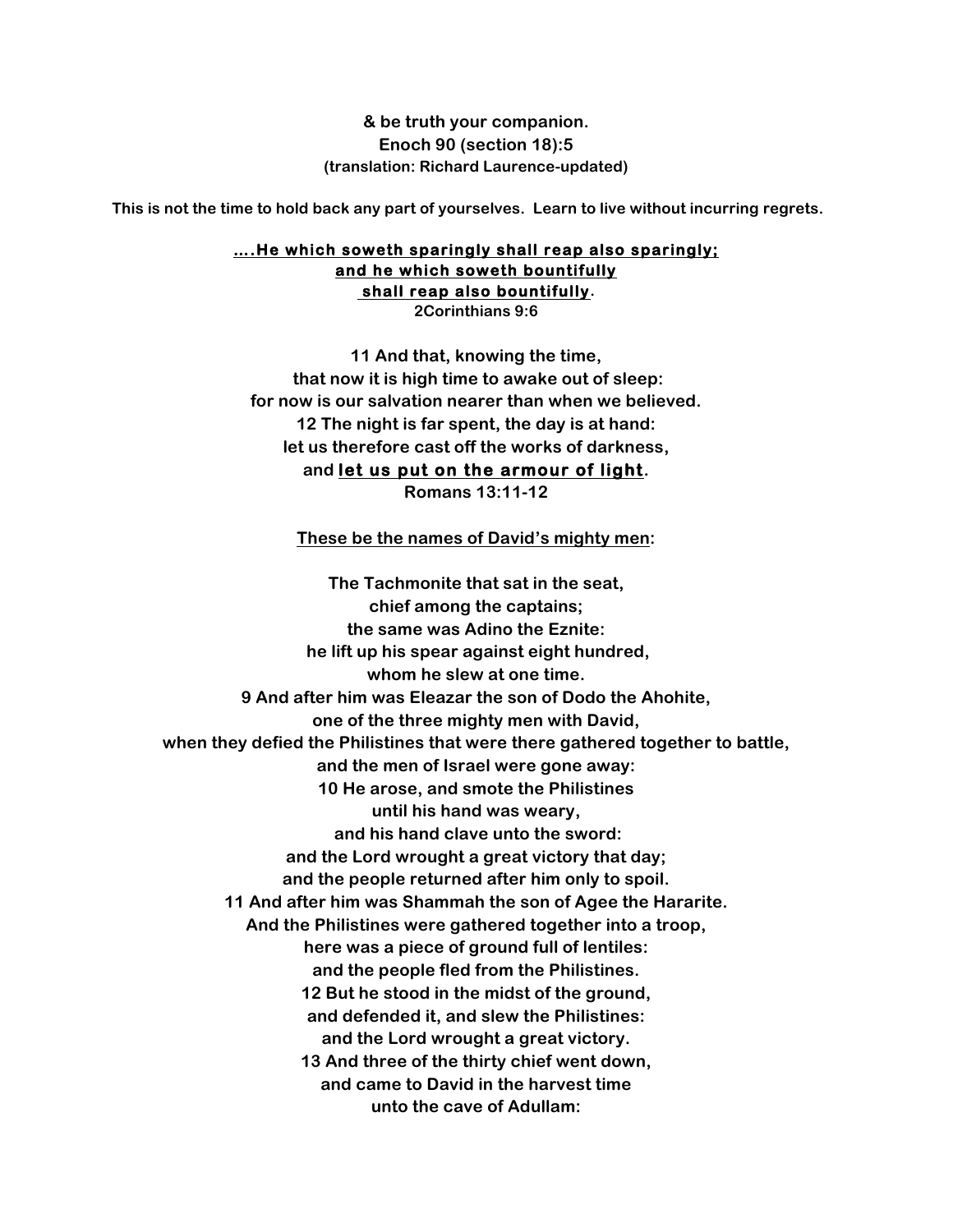**& be truth your companion.**
**Enoch 90 (section 18):5**
**(translation: Richard Laurence-updated)**

**This is not the time to hold back any part of yourselves. Learn to live without incurring regrets.**

<u>**….He which soweth sparingly shall reap also sparingly;**</u>
<u>**and he which soweth bountifully**</u>
<u>**shall reap also bountifully**</u>**.**
**2Corinthians 9:6**

**11 And that, knowing the time,**
**that now it is high time to awake out of sleep:**
**for now is our salvation nearer than when we believed.**
**12 The night is far spent, the day is at hand:**
**let us therefore cast off the works of darkness,**
**and <u>let us put on the armour of light</u>.**
**Romans 13:11-12**

<u>**These be the names of David's mighty men**</u>**:**

**The Tachmonite that sat in the seat,**
**chief among the captains;**
**the same was Adino the Eznite:**
**he lift up his spear against eight hundred,**
**whom he slew at one time.**
**9 And after him was Eleazar the son of Dodo the Ahohite,**
**one of the three mighty men with David,**
**when they defied the Philistines that were there gathered together to battle,**
**and the men of Israel were gone away:**
**10 He arose, and smote the Philistines**
**until his hand was weary,**
**and his hand clave unto the sword:**
**and the Lord wrought a great victory that day;**
**and the people returned after him only to spoil.**
**11 And after him was Shammah the son of Agee the Hararite.**
**And the Philistines were gathered together into a troop,**
**here was a piece of ground full of lentiles:**
**and the people fled from the Philistines.**
**12 But he stood in the midst of the ground,**
**and defended it, and slew the Philistines:**
**and the Lord wrought a great victory.**
**13 And three of the thirty chief went down,**
**and came to David in the harvest time**
**unto the cave of Adullam:**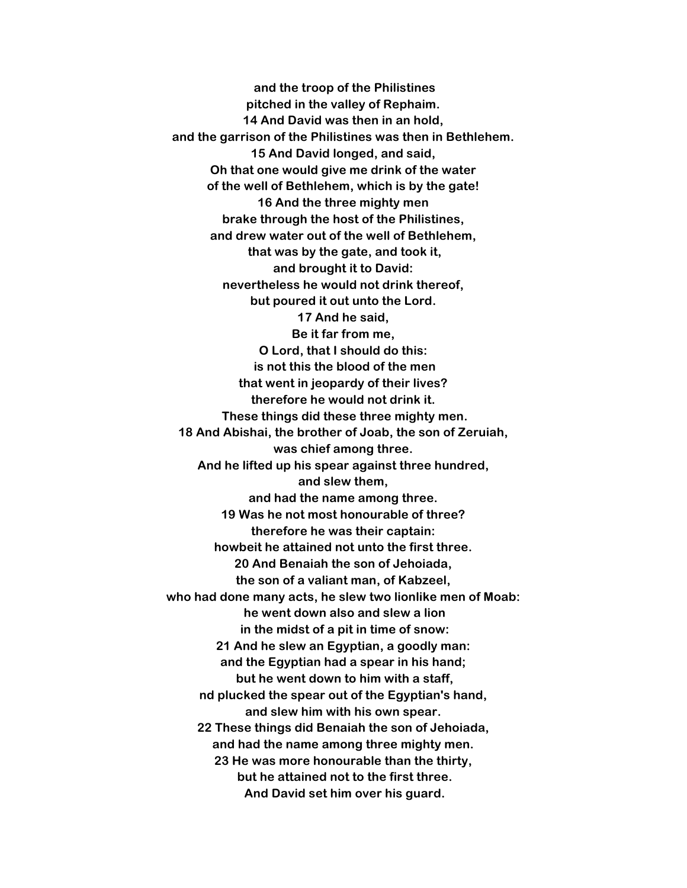**and the troop of the Philistines**
**pitched in the valley of Rephaim.**
**14 And David was then in an hold,**
**and the garrison of the Philistines was then in Bethlehem.**
**15 And David longed, and said,**
**Oh that one would give me drink of the water**
**of the well of Bethlehem, which is by the gate!**
**16 And the three mighty men**
**brake through the host of the Philistines,**
**and drew water out of the well of Bethlehem,**
**that was by the gate, and took it,**
**and brought it to David:**
**nevertheless he would not drink thereof,**
**but poured it out unto the Lord.**
**17 And he said,**
**Be it far from me,**
**O Lord, that I should do this:**
**is not this the blood of the men**
**that went in jeopardy of their lives?**
**therefore he would not drink it.**
**These things did these three mighty men.**
**18 And Abishai, the brother of Joab, the son of Zeruiah,**
**was chief among three.**
**And he lifted up his spear against three hundred,**
**and slew them,**
**and had the name among three.**
**19 Was he not most honourable of three?**
**therefore he was their captain:**
**howbeit he attained not unto the first three.**
**20 And Benaiah the son of Jehoiada,**
**the son of a valiant man, of Kabzeel,**
**who had done many acts, he slew two lionlike men of Moab:**
**he went down also and slew a lion**
**in the midst of a pit in time of snow:**
**21 And he slew an Egyptian, a goodly man:**
**and the Egyptian had a spear in his hand;**
**but he went down to him with a staff,**
**nd plucked the spear out of the Egyptian's hand,**
**and slew him with his own spear.**
**22 These things did Benaiah the son of Jehoiada,**
**and had the name among three mighty men.**
**23 He was more honourable than the thirty,**
**but he attained not to the first three.**
**And David set him over his guard.**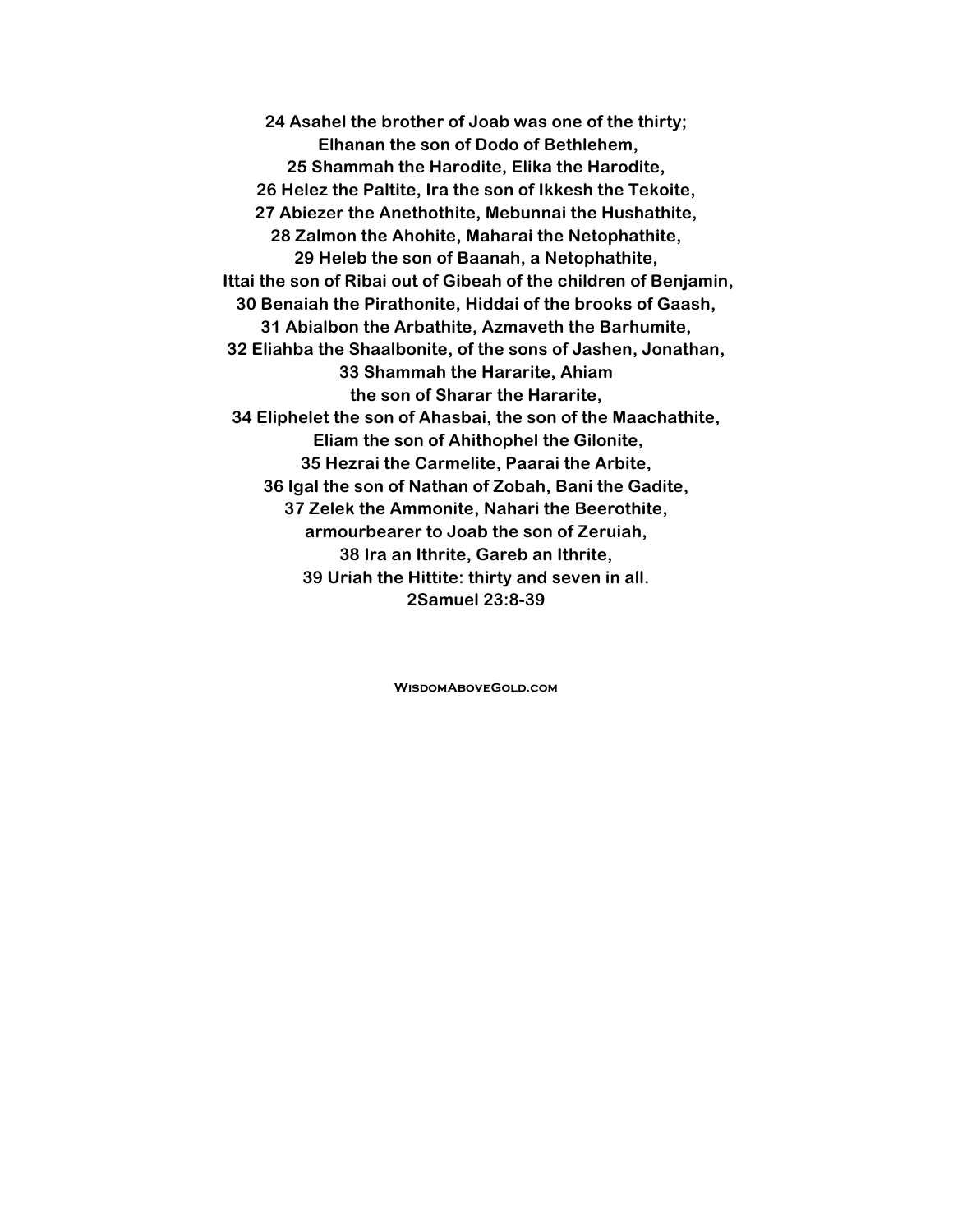**24 Asahel the brother of Joab was one of the thirty;**
**Elhanan the son of Dodo of Bethlehem,**
**25 Shammah the Harodite, Elika the Harodite,**
**26 Helez the Paltite, Ira the son of Ikkesh the Tekoite,**
**27 Abiezer the Anethothite, Mebunnai the Hushathite,**
**28 Zalmon the Ahohite, Maharai the Netophathite,**
**29 Heleb the son of Baanah, a Netophathite,**
**Ittai the son of Ribai out of Gibeah of the children of Benjamin,**
**30 Benaiah the Pirathonite, Hiddai of the brooks of Gaash,**
**31 Abialbon the Arbathite, Azmaveth the Barhumite,**
**32 Eliahba the Shaalbonite, of the sons of Jashen, Jonathan,**
**33 Shammah the Hararite, Ahiam**
**the son of Sharar the Hararite,**
**34 Eliphelet the son of Ahasbai, the son of the Maachathite,**
**Eliam the son of Ahithophel the Gilonite,**
**35 Hezrai the Carmelite, Paarai the Arbite,**
**36 Igal the son of Nathan of Zobah, Bani the Gadite,**
**37 Zelek the Ammonite, Nahari the Beerothite,**
**armourbearer to Joab the son of Zeruiah,**
**38 Ira an Ithrite, Gareb an Ithrite,**
**39 Uriah the Hittite: thirty and seven in all.**
**2Samuel 23:8-39**

WisdomAboveGold.com